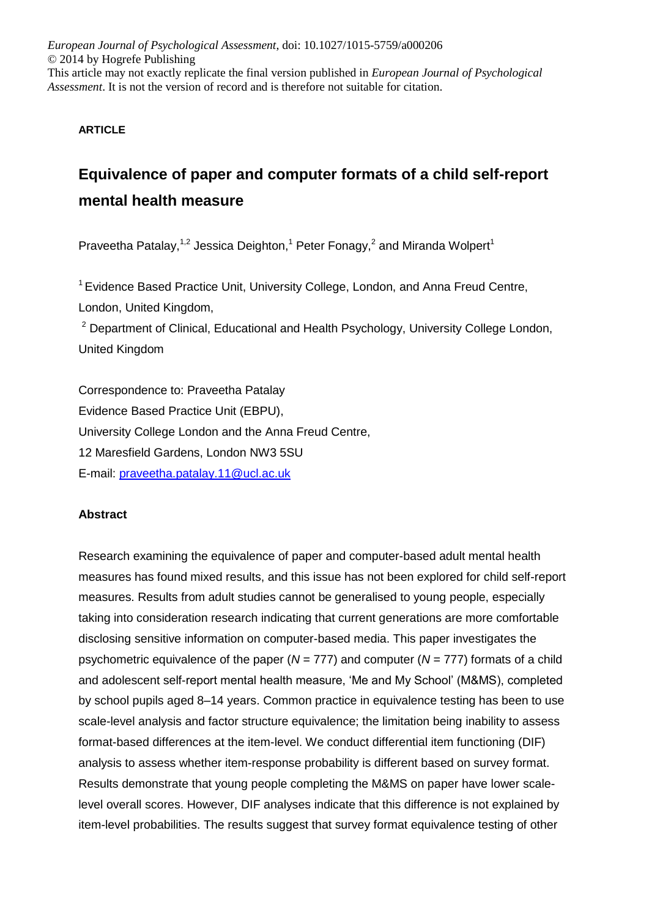*European Journal of Psychological Assessment*, doi: 10.1027/1015-5759/a000206
© 2014 by Hogrefe Publishing
This article may not exactly replicate the final version published in *European Journal of Psychological Assessment*. It is not the version of record and is therefore not suitable for citation.

**ARTICLE**

# Equivalence of paper and computer formats of a child self-report mental health measure

Praveetha Patalay,[1,2] Jessica Deighton,[1] Peter Fonagy,[2] and Miranda Wolpert[1]

[1] Evidence Based Practice Unit, University College, London, and Anna Freud Centre, London, United Kingdom,

[2] Department of Clinical, Educational and Health Psychology, University College London, United Kingdom

Correspondence to: Praveetha Patalay
Evidence Based Practice Unit (EBPU),
University College London and the Anna Freud Centre,
12 Maresfield Gardens, London NW3 5SU
E-mail: praveetha.patalay.11@ucl.ac.uk

## Abstract

Research examining the equivalence of paper and computer-based adult mental health measures has found mixed results, and this issue has not been explored for child self-report measures. Results from adult studies cannot be generalised to young people, especially taking into consideration research indicating that current generations are more comfortable disclosing sensitive information on computer-based media. This paper investigates the psychometric equivalence of the paper ($N$ = 777) and computer ($N$ = 777) formats of a child and adolescent self-report mental health measure, 'Me and My School' (M&MS), completed by school pupils aged 8–14 years. Common practice in equivalence testing has been to use scale-level analysis and factor structure equivalence; the limitation being inability to assess format-based differences at the item-level. We conduct differential item functioning (DIF) analysis to assess whether item-response probability is different based on survey format. Results demonstrate that young people completing the M&MS on paper have lower scale-level overall scores. However, DIF analyses indicate that this difference is not explained by item-level probabilities. The results suggest that survey format equivalence testing of other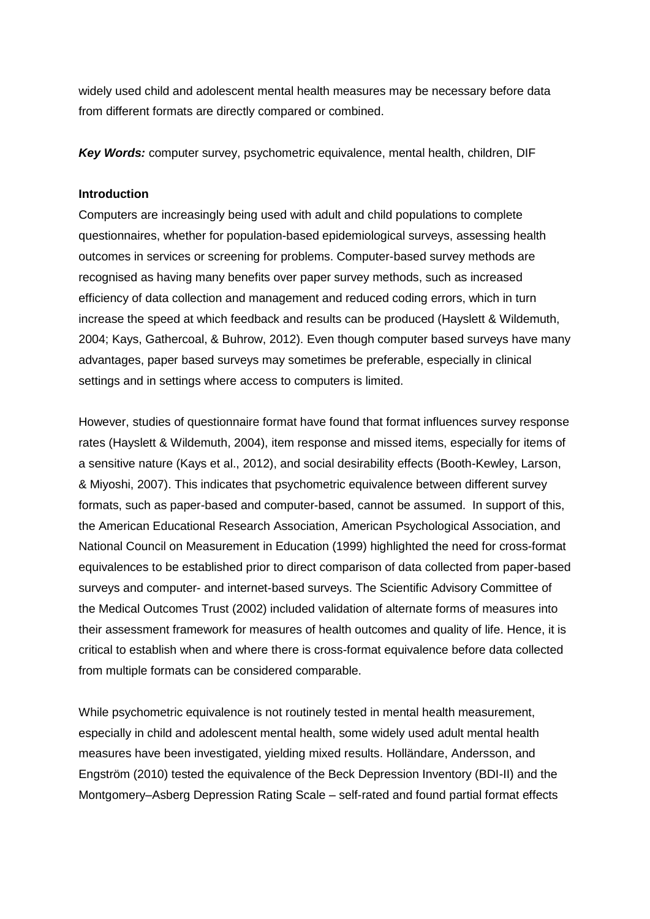widely used child and adolescent mental health measures may be necessary before data from different formats are directly compared or combined.

***Key Words:*** computer survey, psychometric equivalence, mental health, children, DIF

## Introduction

Computers are increasingly being used with adult and child populations to complete questionnaires, whether for population-based epidemiological surveys, assessing health outcomes in services or screening for problems. Computer-based survey methods are recognised as having many benefits over paper survey methods, such as increased efficiency of data collection and management and reduced coding errors, which in turn increase the speed at which feedback and results can be produced (Hayslett & Wildemuth, 2004; Kays, Gathercoal, & Buhrow, 2012). Even though computer based surveys have many advantages, paper based surveys may sometimes be preferable, especially in clinical settings and in settings where access to computers is limited.

However, studies of questionnaire format have found that format influences survey response rates (Hayslett & Wildemuth, 2004), item response and missed items, especially for items of a sensitive nature (Kays et al., 2012), and social desirability effects (Booth-Kewley, Larson, & Miyoshi, 2007). This indicates that psychometric equivalence between different survey formats, such as paper-based and computer-based, cannot be assumed. In support of this, the American Educational Research Association, American Psychological Association, and National Council on Measurement in Education (1999) highlighted the need for cross-format equivalences to be established prior to direct comparison of data collected from paper-based surveys and computer- and internet-based surveys. The Scientific Advisory Committee of the Medical Outcomes Trust (2002) included validation of alternate forms of measures into their assessment framework for measures of health outcomes and quality of life. Hence, it is critical to establish when and where there is cross-format equivalence before data collected from multiple formats can be considered comparable.

While psychometric equivalence is not routinely tested in mental health measurement, especially in child and adolescent mental health, some widely used adult mental health measures have been investigated, yielding mixed results. Holländare, Andersson, and Engström (2010) tested the equivalence of the Beck Depression Inventory (BDI-II) and the Montgomery–Asberg Depression Rating Scale – self-rated and found partial format effects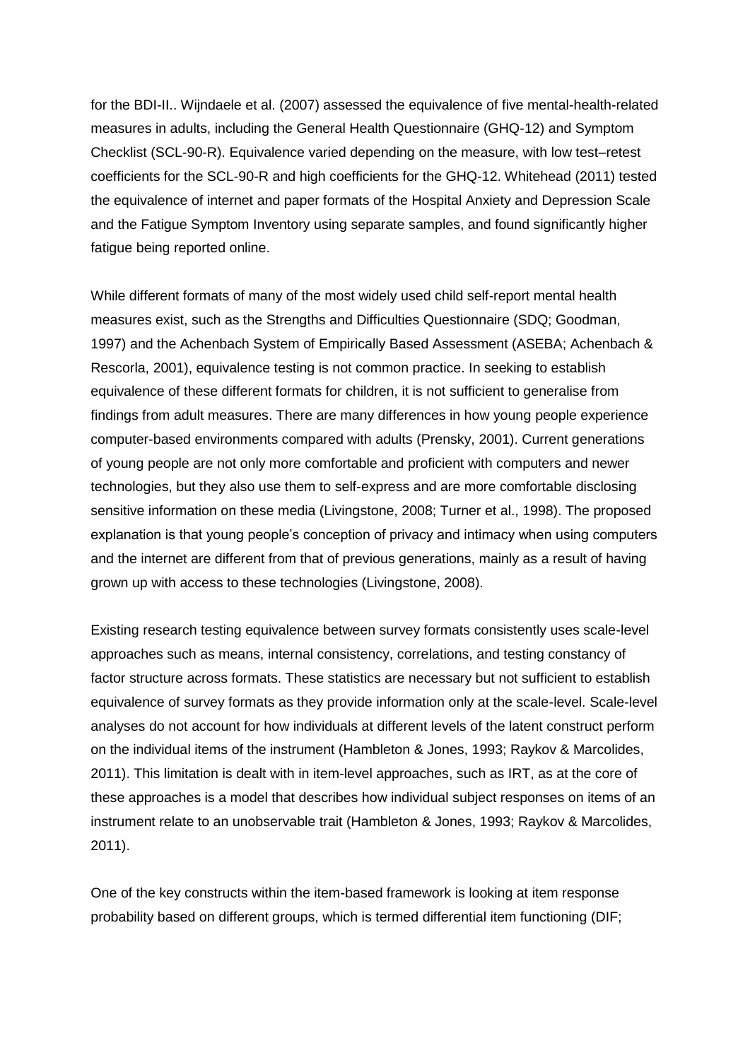for the BDI-II.. Wijndaele et al. (2007) assessed the equivalence of five mental-health-related measures in adults, including the General Health Questionnaire (GHQ-12) and Symptom Checklist (SCL-90-R). Equivalence varied depending on the measure, with low test–retest coefficients for the SCL-90-R and high coefficients for the GHQ-12. Whitehead (2011) tested the equivalence of internet and paper formats of the Hospital Anxiety and Depression Scale and the Fatigue Symptom Inventory using separate samples, and found significantly higher fatigue being reported online.

While different formats of many of the most widely used child self-report mental health measures exist, such as the Strengths and Difficulties Questionnaire (SDQ; Goodman, 1997) and the Achenbach System of Empirically Based Assessment (ASEBA; Achenbach & Rescorla, 2001), equivalence testing is not common practice. In seeking to establish equivalence of these different formats for children, it is not sufficient to generalise from findings from adult measures. There are many differences in how young people experience computer-based environments compared with adults (Prensky, 2001). Current generations of young people are not only more comfortable and proficient with computers and newer technologies, but they also use them to self-express and are more comfortable disclosing sensitive information on these media (Livingstone, 2008; Turner et al., 1998). The proposed explanation is that young people's conception of privacy and intimacy when using computers and the internet are different from that of previous generations, mainly as a result of having grown up with access to these technologies (Livingstone, 2008).

Existing research testing equivalence between survey formats consistently uses scale-level approaches such as means, internal consistency, correlations, and testing constancy of factor structure across formats. These statistics are necessary but not sufficient to establish equivalence of survey formats as they provide information only at the scale-level. Scale-level analyses do not account for how individuals at different levels of the latent construct perform on the individual items of the instrument (Hambleton & Jones, 1993; Raykov & Marcolides, 2011). This limitation is dealt with in item-level approaches, such as IRT, as at the core of these approaches is a model that describes how individual subject responses on items of an instrument relate to an unobservable trait (Hambleton & Jones, 1993; Raykov & Marcolides, 2011).

One of the key constructs within the item-based framework is looking at item response probability based on different groups, which is termed differential item functioning (DIF;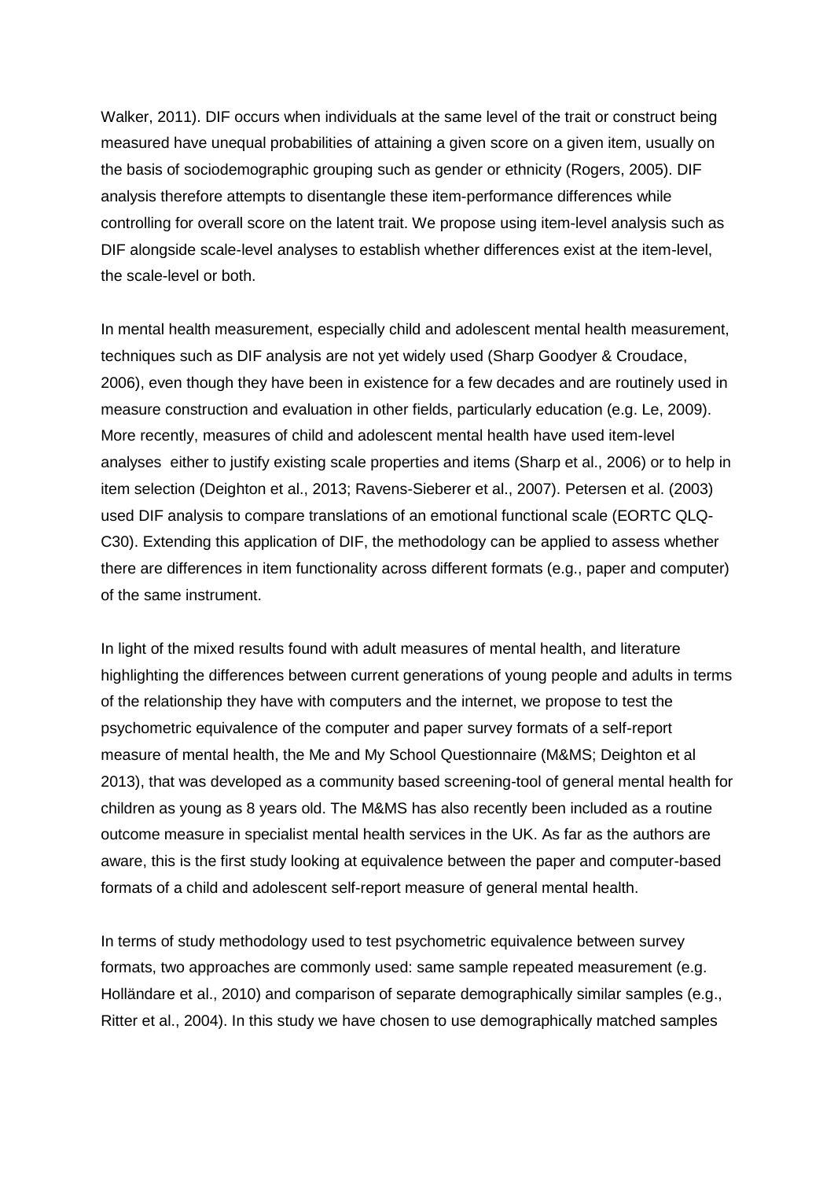Walker, 2011). DIF occurs when individuals at the same level of the trait or construct being measured have unequal probabilities of attaining a given score on a given item, usually on the basis of sociodemographic grouping such as gender or ethnicity (Rogers, 2005). DIF analysis therefore attempts to disentangle these item-performance differences while controlling for overall score on the latent trait. We propose using item-level analysis such as DIF alongside scale-level analyses to establish whether differences exist at the item-level, the scale-level or both.

In mental health measurement, especially child and adolescent mental health measurement, techniques such as DIF analysis are not yet widely used (Sharp Goodyer & Croudace, 2006), even though they have been in existence for a few decades and are routinely used in measure construction and evaluation in other fields, particularly education (e.g. Le, 2009). More recently, measures of child and adolescent mental health have used item-level analyses either to justify existing scale properties and items (Sharp et al., 2006) or to help in item selection (Deighton et al., 2013; Ravens-Sieberer et al., 2007). Petersen et al. (2003) used DIF analysis to compare translations of an emotional functional scale (EORTC QLQ-C30). Extending this application of DIF, the methodology can be applied to assess whether there are differences in item functionality across different formats (e.g., paper and computer) of the same instrument.

In light of the mixed results found with adult measures of mental health, and literature highlighting the differences between current generations of young people and adults in terms of the relationship they have with computers and the internet, we propose to test the psychometric equivalence of the computer and paper survey formats of a self-report measure of mental health, the Me and My School Questionnaire (M&MS; Deighton et al 2013), that was developed as a community based screening-tool of general mental health for children as young as 8 years old. The M&MS has also recently been included as a routine outcome measure in specialist mental health services in the UK. As far as the authors are aware, this is the first study looking at equivalence between the paper and computer-based formats of a child and adolescent self-report measure of general mental health.

In terms of study methodology used to test psychometric equivalence between survey formats, two approaches are commonly used: same sample repeated measurement (e.g. Holländare et al., 2010) and comparison of separate demographically similar samples (e.g., Ritter et al., 2004). In this study we have chosen to use demographically matched samples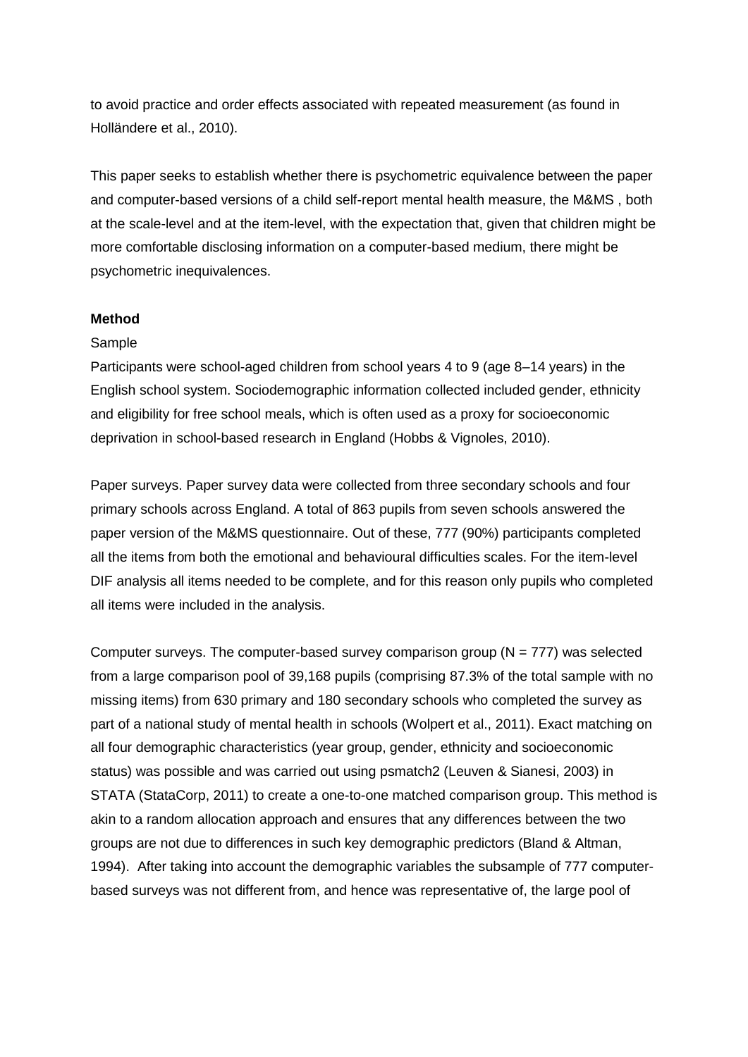to avoid practice and order effects associated with repeated measurement (as found in Holländere et al., 2010).

This paper seeks to establish whether there is psychometric equivalence between the paper and computer-based versions of a child self-report mental health measure, the M&MS , both at the scale-level and at the item-level, with the expectation that, given that children might be more comfortable disclosing information on a computer-based medium, there might be psychometric inequivalences.

## Method

### Sample

Participants were school-aged children from school years 4 to 9 (age 8–14 years) in the English school system. Sociodemographic information collected included gender, ethnicity and eligibility for free school meals, which is often used as a proxy for socioeconomic deprivation in school-based research in England (Hobbs & Vignoles, 2010).

Paper surveys. Paper survey data were collected from three secondary schools and four primary schools across England. A total of 863 pupils from seven schools answered the paper version of the M&MS questionnaire. Out of these, 777 (90%) participants completed all the items from both the emotional and behavioural difficulties scales. For the item-level DIF analysis all items needed to be complete, and for this reason only pupils who completed all items were included in the analysis.

Computer surveys. The computer-based survey comparison group (N = 777) was selected from a large comparison pool of 39,168 pupils (comprising 87.3% of the total sample with no missing items) from 630 primary and 180 secondary schools who completed the survey as part of a national study of mental health in schools (Wolpert et al., 2011). Exact matching on all four demographic characteristics (year group, gender, ethnicity and socioeconomic status) was possible and was carried out using psmatch2 (Leuven & Sianesi, 2003) in STATA (StataCorp, 2011) to create a one-to-one matched comparison group. This method is akin to a random allocation approach and ensures that any differences between the two groups are not due to differences in such key demographic predictors (Bland & Altman, 1994). After taking into account the demographic variables the subsample of 777 computer-based surveys was not different from, and hence was representative of, the large pool of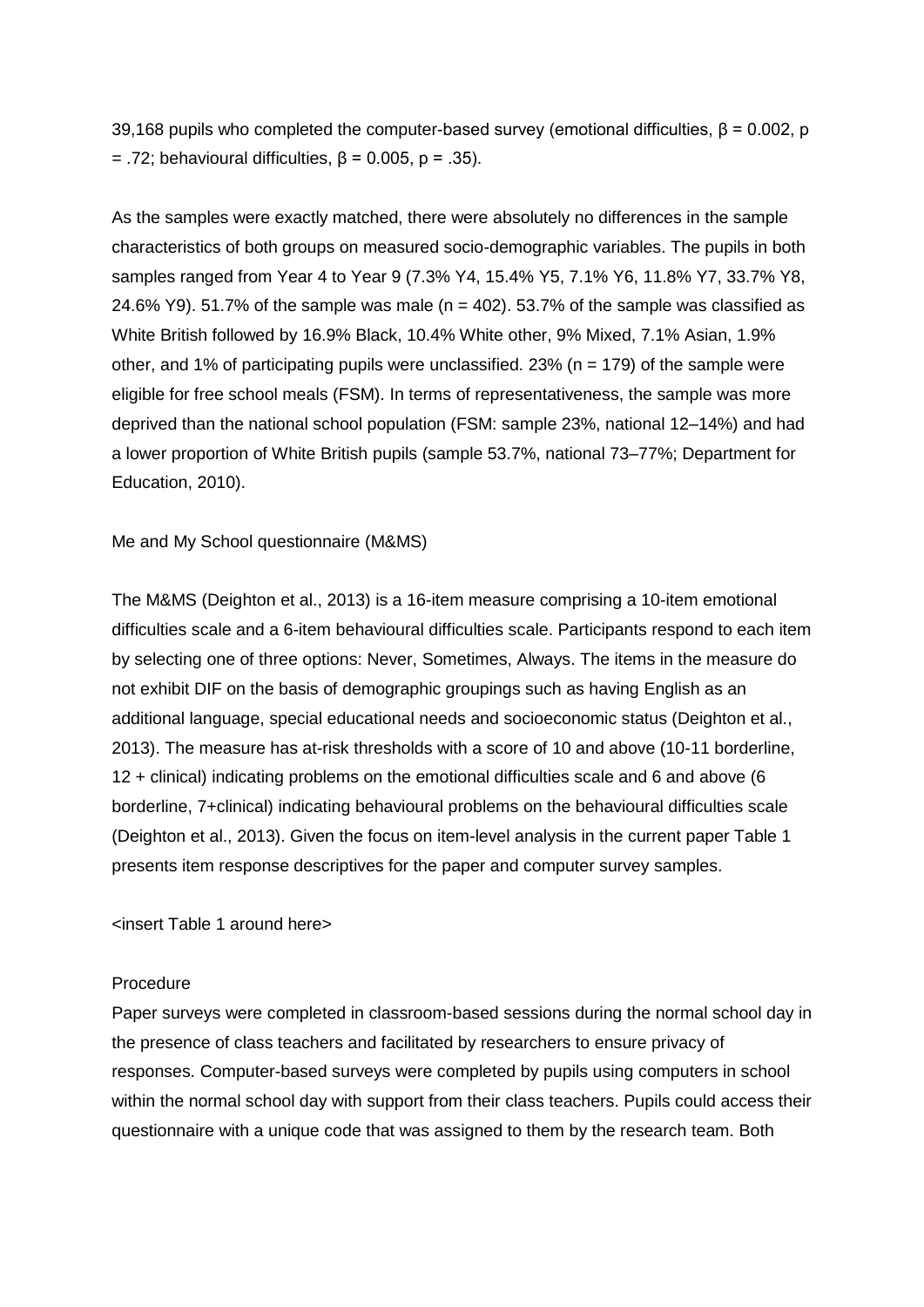39,168 pupils who completed the computer-based survey (emotional difficulties, $\beta = 0.002$, $p = .72$; behavioural difficulties, $\beta = 0.005$, $p = .35$).

As the samples were exactly matched, there were absolutely no differences in the sample characteristics of both groups on measured socio-demographic variables. The pupils in both samples ranged from Year 4 to Year 9 (7.3% Y4, 15.4% Y5, 7.1% Y6, 11.8% Y7, 33.7% Y8, 24.6% Y9). 51.7% of the sample was male ($n = 402$). 53.7% of the sample was classified as White British followed by 16.9% Black, 10.4% White other, 9% Mixed, 7.1% Asian, 1.9% other, and 1% of participating pupils were unclassified. 23% ($n = 179$) of the sample were eligible for free school meals (FSM). In terms of representativeness, the sample was more deprived than the national school population (FSM: sample 23%, national 12–14%) and had a lower proportion of White British pupils (sample 53.7%, national 73–77%; Department for Education, 2010).

Me and My School questionnaire (M&MS)

The M&MS (Deighton et al., 2013) is a 16-item measure comprising a 10-item emotional difficulties scale and a 6-item behavioural difficulties scale. Participants respond to each item by selecting one of three options: Never, Sometimes, Always. The items in the measure do not exhibit DIF on the basis of demographic groupings such as having English as an additional language, special educational needs and socioeconomic status (Deighton et al., 2013). The measure has at-risk thresholds with a score of 10 and above (10-11 borderline, 12 + clinical) indicating problems on the emotional difficulties scale and 6 and above (6 borderline, 7+clinical) indicating behavioural problems on the behavioural difficulties scale (Deighton et al., 2013). Given the focus on item-level analysis in the current paper Table 1 presents item response descriptives for the paper and computer survey samples.

<insert Table 1 around here>

Procedure

Paper surveys were completed in classroom-based sessions during the normal school day in the presence of class teachers and facilitated by researchers to ensure privacy of responses. Computer-based surveys were completed by pupils using computers in school within the normal school day with support from their class teachers. Pupils could access their questionnaire with a unique code that was assigned to them by the research team. Both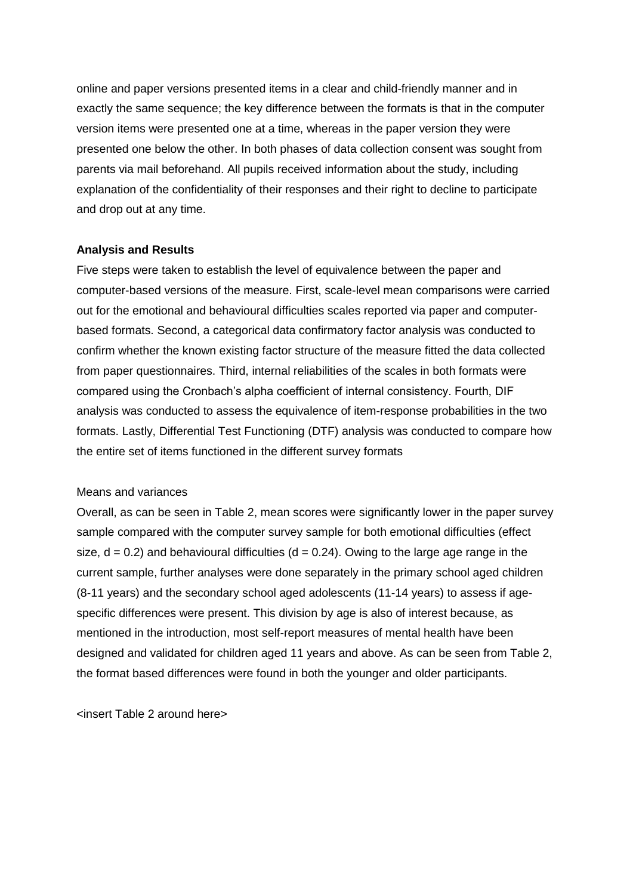online and paper versions presented items in a clear and child-friendly manner and in exactly the same sequence; the key difference between the formats is that in the computer version items were presented one at a time, whereas in the paper version they were presented one below the other. In both phases of data collection consent was sought from parents via mail beforehand. All pupils received information about the study, including explanation of the confidentiality of their responses and their right to decline to participate and drop out at any time.

**Analysis and Results**

Five steps were taken to establish the level of equivalence between the paper and computer-based versions of the measure. First, scale-level mean comparisons were carried out for the emotional and behavioural difficulties scales reported via paper and computer-based formats. Second, a categorical data confirmatory factor analysis was conducted to confirm whether the known existing factor structure of the measure fitted the data collected from paper questionnaires. Third, internal reliabilities of the scales in both formats were compared using the Cronbach's alpha coefficient of internal consistency. Fourth, DIF analysis was conducted to assess the equivalence of item-response probabilities in the two formats. Lastly, Differential Test Functioning (DTF) analysis was conducted to compare how the entire set of items functioned in the different survey formats

Means and variances

Overall, as can be seen in Table 2, mean scores were significantly lower in the paper survey sample compared with the computer survey sample for both emotional difficulties (effect size, $d = 0.2$) and behavioural difficulties ($d = 0.24$). Owing to the large age range in the current sample, further analyses were done separately in the primary school aged children (8-11 years) and the secondary school aged adolescents (11-14 years) to assess if age-specific differences were present. This division by age is also of interest because, as mentioned in the introduction, most self-report measures of mental health have been designed and validated for children aged 11 years and above. As can be seen from Table 2, the format based differences were found in both the younger and older participants.

<insert Table 2 around here>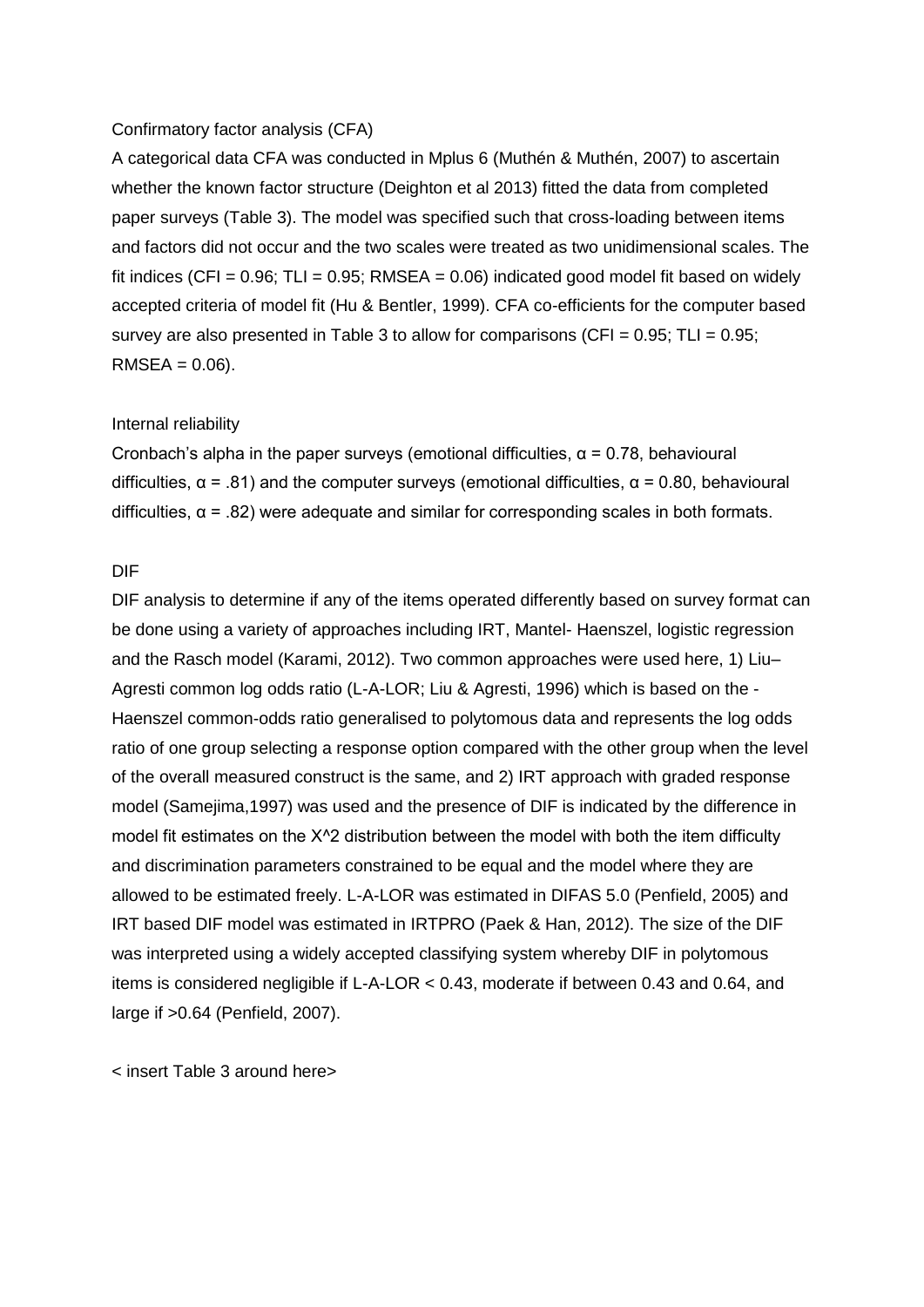Confirmatory factor analysis (CFA)

A categorical data CFA was conducted in Mplus 6 (Muthén & Muthén, 2007) to ascertain whether the known factor structure (Deighton et al 2013) fitted the data from completed paper surveys (Table 3). The model was specified such that cross-loading between items and factors did not occur and the two scales were treated as two unidimensional scales. The fit indices (CFI = 0.96; TLI = 0.95; RMSEA = 0.06) indicated good model fit based on widely accepted criteria of model fit (Hu & Bentler, 1999). CFA co-efficients for the computer based survey are also presented in Table 3 to allow for comparisons (CFI = 0.95; TLI = 0.95; RMSEA = 0.06).

Internal reliability

Cronbach's alpha in the paper surveys (emotional difficulties, $\alpha = 0.78$, behavioural difficulties, $\alpha = .81$) and the computer surveys (emotional difficulties, $\alpha = 0.80$, behavioural difficulties, $\alpha = .82$) were adequate and similar for corresponding scales in both formats.

DIF

DIF analysis to determine if any of the items operated differently based on survey format can be done using a variety of approaches including IRT, Mantel- Haenszel, logistic regression and the Rasch model (Karami, 2012). Two common approaches were used here, 1) Liu–Agresti common log odds ratio (L-A-LOR; Liu & Agresti, 1996) which is based on the -Haenszel common-odds ratio generalised to polytomous data and represents the log odds ratio of one group selecting a response option compared with the other group when the level of the overall measured construct is the same, and 2) IRT approach with graded response model (Samejima,1997) was used and the presence of DIF is indicated by the difference in model fit estimates on the X^2 distribution between the model with both the item difficulty and discrimination parameters constrained to be equal and the model where they are allowed to be estimated freely. L-A-LOR was estimated in DIFAS 5.0 (Penfield, 2005) and IRT based DIF model was estimated in IRTPRO (Paek & Han, 2012). The size of the DIF was interpreted using a widely accepted classifying system whereby DIF in polytomous items is considered negligible if L-A-LOR < 0.43, moderate if between 0.43 and 0.64, and large if >0.64 (Penfield, 2007).

< insert Table 3 around here>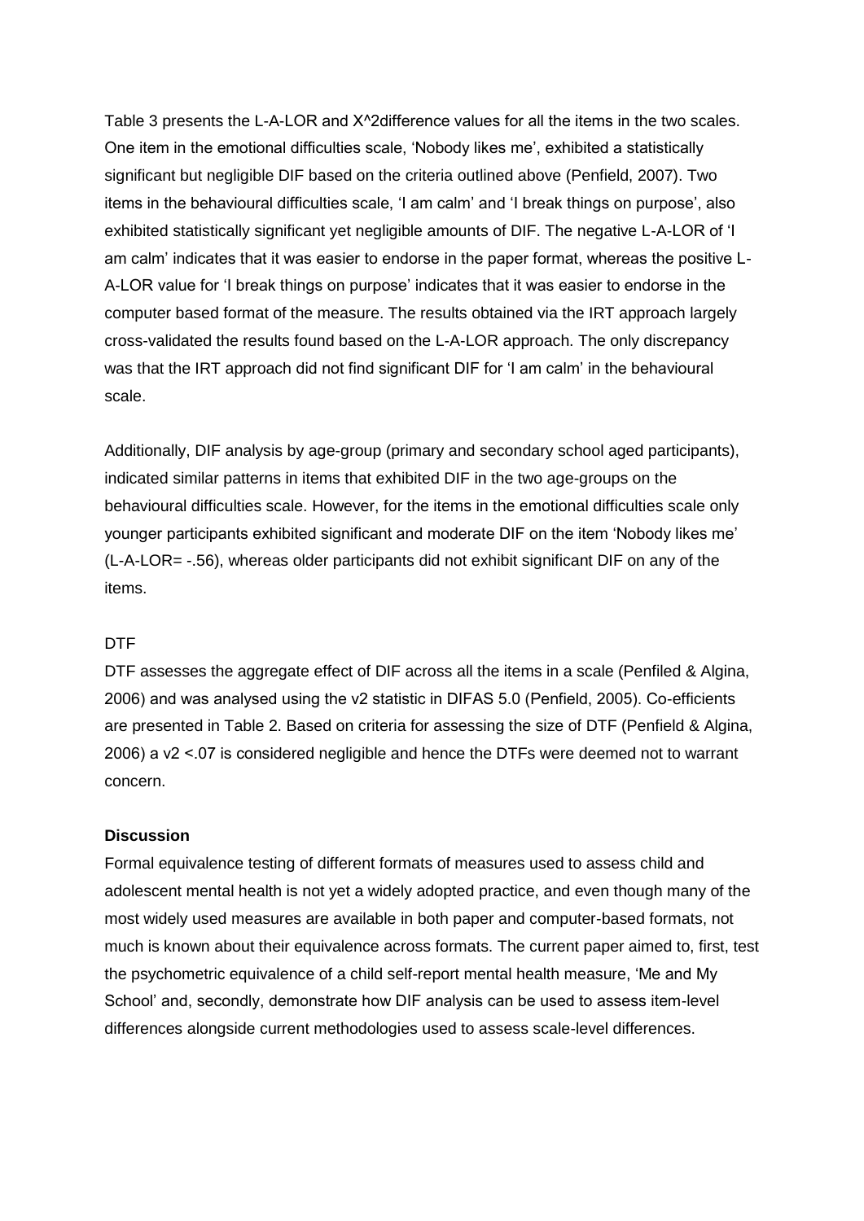Table 3 presents the L-A-LOR and $X^2$difference values for all the items in the two scales. One item in the emotional difficulties scale, 'Nobody likes me', exhibited a statistically significant but negligible DIF based on the criteria outlined above (Penfield, 2007). Two items in the behavioural difficulties scale, 'I am calm' and 'I break things on purpose', also exhibited statistically significant yet negligible amounts of DIF. The negative L-A-LOR of 'I am calm' indicates that it was easier to endorse in the paper format, whereas the positive L-A-LOR value for 'I break things on purpose' indicates that it was easier to endorse in the computer based format of the measure. The results obtained via the IRT approach largely cross-validated the results found based on the L-A-LOR approach. The only discrepancy was that the IRT approach did not find significant DIF for 'I am calm' in the behavioural scale.

Additionally, DIF analysis by age-group (primary and secondary school aged participants), indicated similar patterns in items that exhibited DIF in the two age-groups on the behavioural difficulties scale. However, for the items in the emotional difficulties scale only younger participants exhibited significant and moderate DIF on the item 'Nobody likes me' (L-A-LOR= -.56), whereas older participants did not exhibit significant DIF on any of the items.

DTF

DTF assesses the aggregate effect of DIF across all the items in a scale (Penfiled & Algina, 2006) and was analysed using the v2 statistic in DIFAS 5.0 (Penfield, 2005). Co-efficients are presented in Table 2. Based on criteria for assessing the size of DTF (Penfield & Algina, 2006) a v2 <.07 is considered negligible and hence the DTFs were deemed not to warrant concern.

**Discussion**

Formal equivalence testing of different formats of measures used to assess child and adolescent mental health is not yet a widely adopted practice, and even though many of the most widely used measures are available in both paper and computer-based formats, not much is known about their equivalence across formats. The current paper aimed to, first, test the psychometric equivalence of a child self-report mental health measure, 'Me and My School' and, secondly, demonstrate how DIF analysis can be used to assess item-level differences alongside current methodologies used to assess scale-level differences.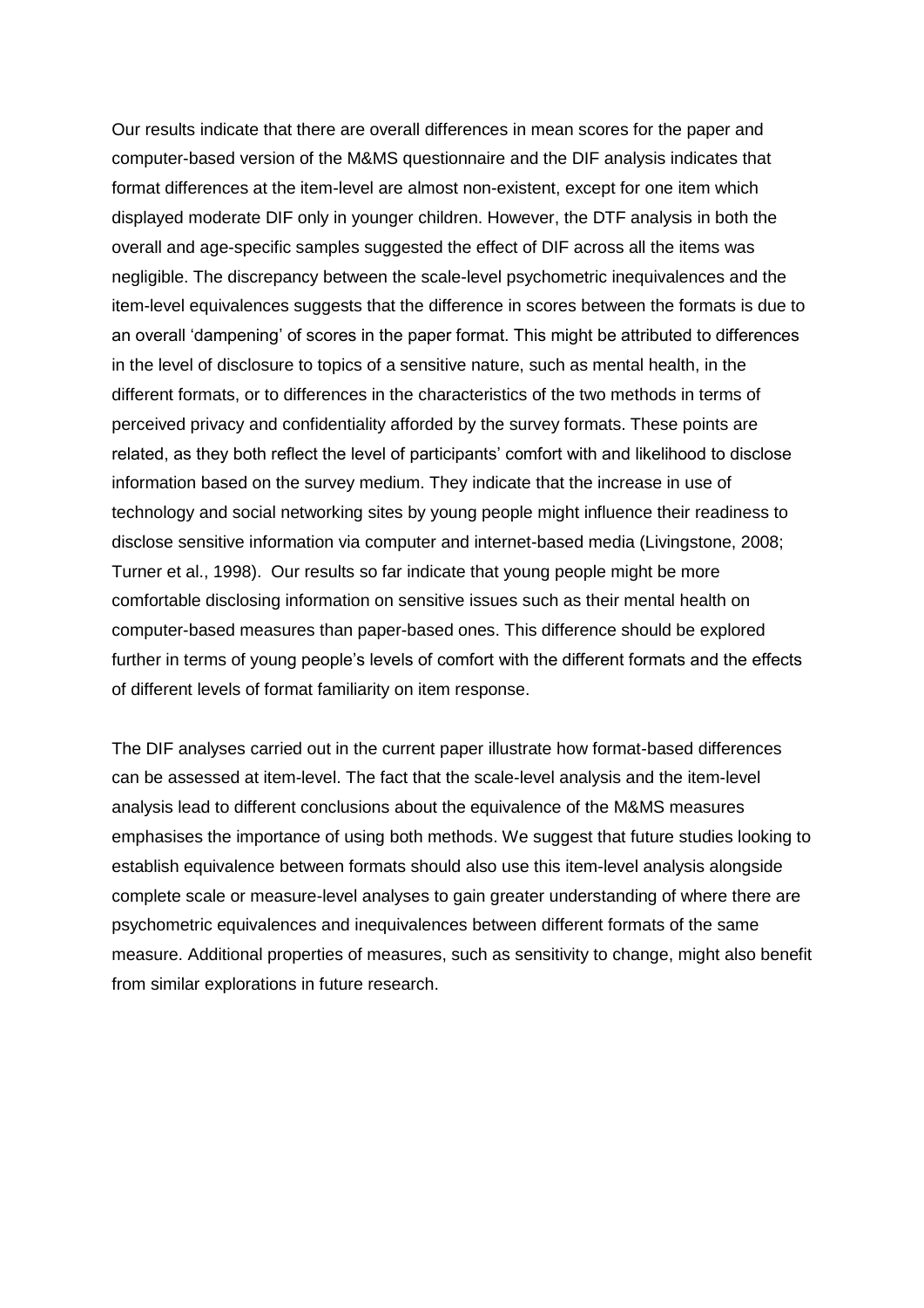Our results indicate that there are overall differences in mean scores for the paper and computer-based version of the M&MS questionnaire and the DIF analysis indicates that format differences at the item-level are almost non-existent, except for one item which displayed moderate DIF only in younger children. However, the DTF analysis in both the overall and age-specific samples suggested the effect of DIF across all the items was negligible. The discrepancy between the scale-level psychometric inequivalences and the item-level equivalences suggests that the difference in scores between the formats is due to an overall 'dampening' of scores in the paper format. This might be attributed to differences in the level of disclosure to topics of a sensitive nature, such as mental health, in the different formats, or to differences in the characteristics of the two methods in terms of perceived privacy and confidentiality afforded by the survey formats. These points are related, as they both reflect the level of participants' comfort with and likelihood to disclose information based on the survey medium. They indicate that the increase in use of technology and social networking sites by young people might influence their readiness to disclose sensitive information via computer and internet-based media (Livingstone, 2008; Turner et al., 1998). Our results so far indicate that young people might be more comfortable disclosing information on sensitive issues such as their mental health on computer-based measures than paper-based ones. This difference should be explored further in terms of young people's levels of comfort with the different formats and the effects of different levels of format familiarity on item response.

The DIF analyses carried out in the current paper illustrate how format-based differences can be assessed at item-level. The fact that the scale-level analysis and the item-level analysis lead to different conclusions about the equivalence of the M&MS measures emphasises the importance of using both methods. We suggest that future studies looking to establish equivalence between formats should also use this item-level analysis alongside complete scale or measure-level analyses to gain greater understanding of where there are psychometric equivalences and inequivalences between different formats of the same measure. Additional properties of measures, such as sensitivity to change, might also benefit from similar explorations in future research.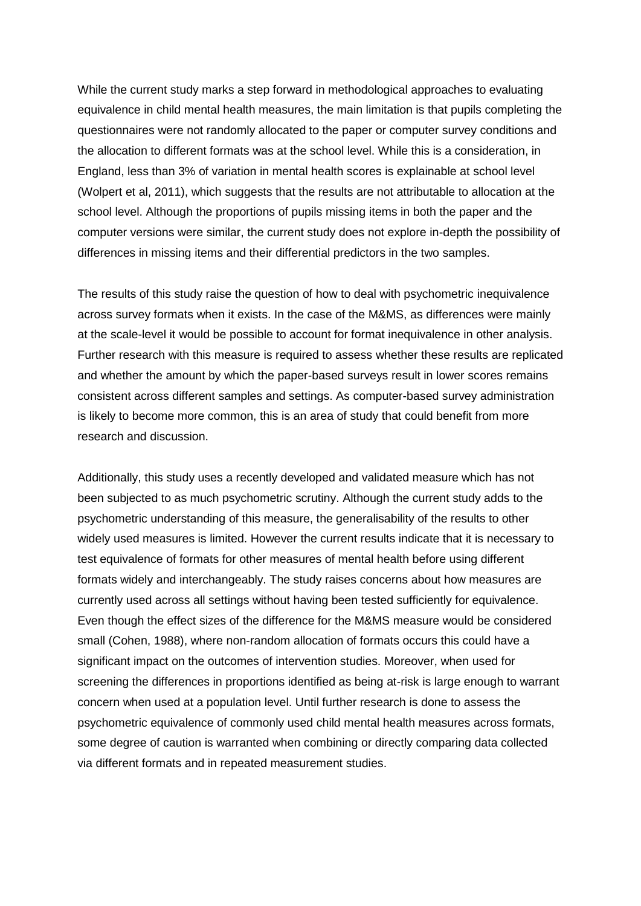While the current study marks a step forward in methodological approaches to evaluating equivalence in child mental health measures, the main limitation is that pupils completing the questionnaires were not randomly allocated to the paper or computer survey conditions and the allocation to different formats was at the school level. While this is a consideration, in England, less than 3% of variation in mental health scores is explainable at school level (Wolpert et al, 2011), which suggests that the results are not attributable to allocation at the school level. Although the proportions of pupils missing items in both the paper and the computer versions were similar, the current study does not explore in-depth the possibility of differences in missing items and their differential predictors in the two samples.

The results of this study raise the question of how to deal with psychometric inequivalence across survey formats when it exists. In the case of the M&MS, as differences were mainly at the scale-level it would be possible to account for format inequivalence in other analysis. Further research with this measure is required to assess whether these results are replicated and whether the amount by which the paper-based surveys result in lower scores remains consistent across different samples and settings. As computer-based survey administration is likely to become more common, this is an area of study that could benefit from more research and discussion.

Additionally, this study uses a recently developed and validated measure which has not been subjected to as much psychometric scrutiny. Although the current study adds to the psychometric understanding of this measure, the generalisability of the results to other widely used measures is limited. However the current results indicate that it is necessary to test equivalence of formats for other measures of mental health before using different formats widely and interchangeably. The study raises concerns about how measures are currently used across all settings without having been tested sufficiently for equivalence. Even though the effect sizes of the difference for the M&MS measure would be considered small (Cohen, 1988), where non-random allocation of formats occurs this could have a significant impact on the outcomes of intervention studies. Moreover, when used for screening the differences in proportions identified as being at-risk is large enough to warrant concern when used at a population level. Until further research is done to assess the psychometric equivalence of commonly used child mental health measures across formats, some degree of caution is warranted when combining or directly comparing data collected via different formats and in repeated measurement studies.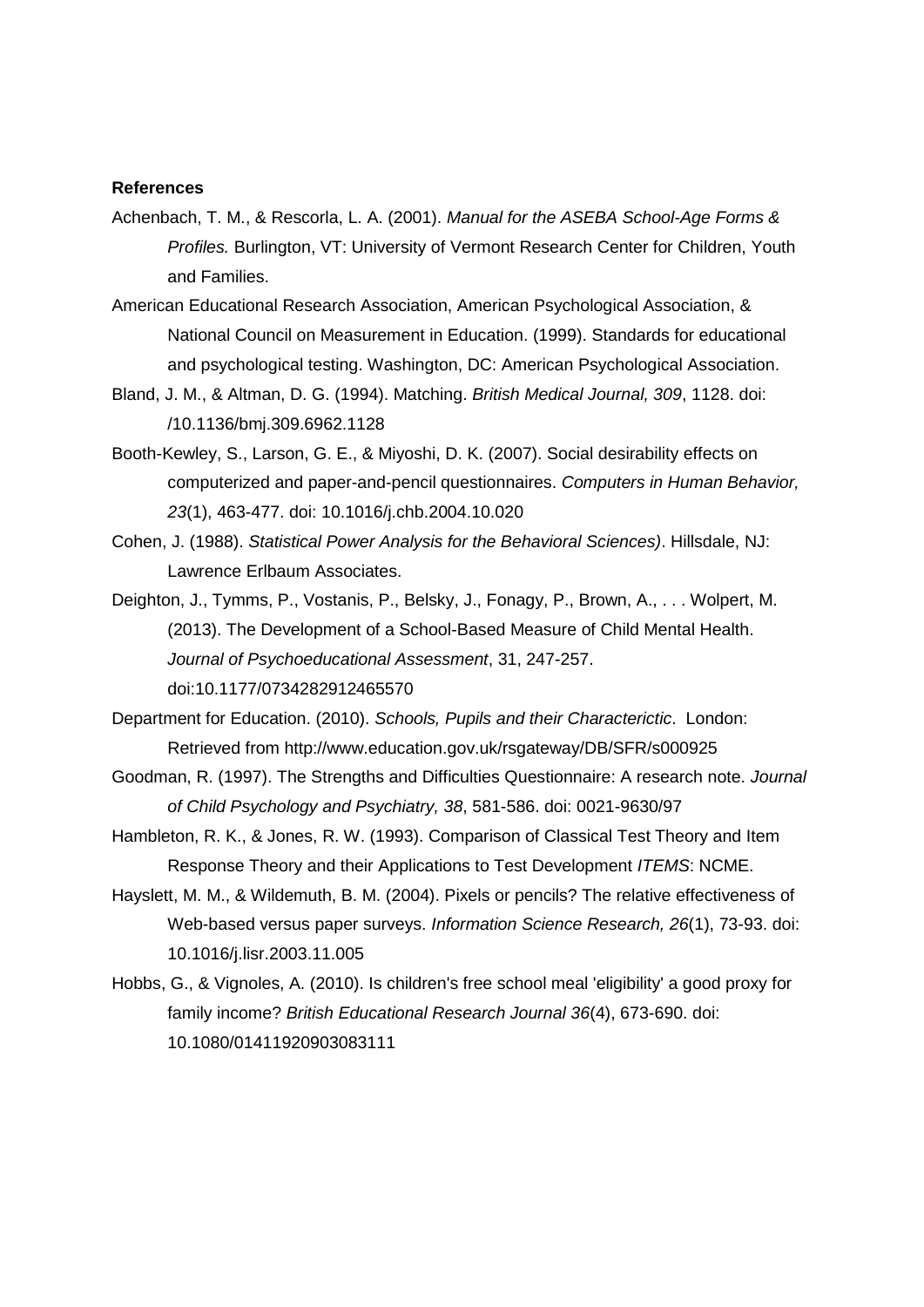**References**

Achenbach, T. M., & Rescorla, L. A. (2001). *Manual for the ASEBA School-Age Forms & Profiles.* Burlington, VT: University of Vermont Research Center for Children, Youth and Families.

American Educational Research Association, American Psychological Association, & National Council on Measurement in Education. (1999). Standards for educational and psychological testing. Washington, DC: American Psychological Association.

Bland, J. M., & Altman, D. G. (1994). Matching. *British Medical Journal, 309*, 1128. doi: /10.1136/bmj.309.6962.1128

Booth-Kewley, S., Larson, G. E., & Miyoshi, D. K. (2007). Social desirability effects on computerized and paper-and-pencil questionnaires. *Computers in Human Behavior, 23*(1), 463-477. doi: 10.1016/j.chb.2004.10.020

Cohen, J. (1988). *Statistical Power Analysis for the Behavioral Sciences)*. Hillsdale, NJ: Lawrence Erlbaum Associates.

Deighton, J., Tymms, P., Vostanis, P., Belsky, J., Fonagy, P., Brown, A., . . . Wolpert, M. (2013). The Development of a School-Based Measure of Child Mental Health. *Journal of Psychoeducational Assessment*, 31, 247-257. doi:10.1177/0734282912465570

Department for Education. (2010). *Schools, Pupils and their Characterictic*. London: Retrieved from http://www.education.gov.uk/rsgateway/DB/SFR/s000925

Goodman, R. (1997). The Strengths and Difficulties Questionnaire: A research note. *Journal of Child Psychology and Psychiatry, 38*, 581-586. doi: 0021-9630/97

Hambleton, R. K., & Jones, R. W. (1993). Comparison of Classical Test Theory and Item Response Theory and their Applications to Test Development *ITEMS*: NCME.

Hayslett, M. M., & Wildemuth, B. M. (2004). Pixels or pencils? The relative effectiveness of Web-based versus paper surveys. *Information Science Research, 26*(1), 73-93. doi: 10.1016/j.lisr.2003.11.005

Hobbs, G., & Vignoles, A. (2010). Is children's free school meal 'eligibility' a good proxy for family income? *British Educational Research Journal 36*(4), 673-690. doi: 10.1080/01411920903083111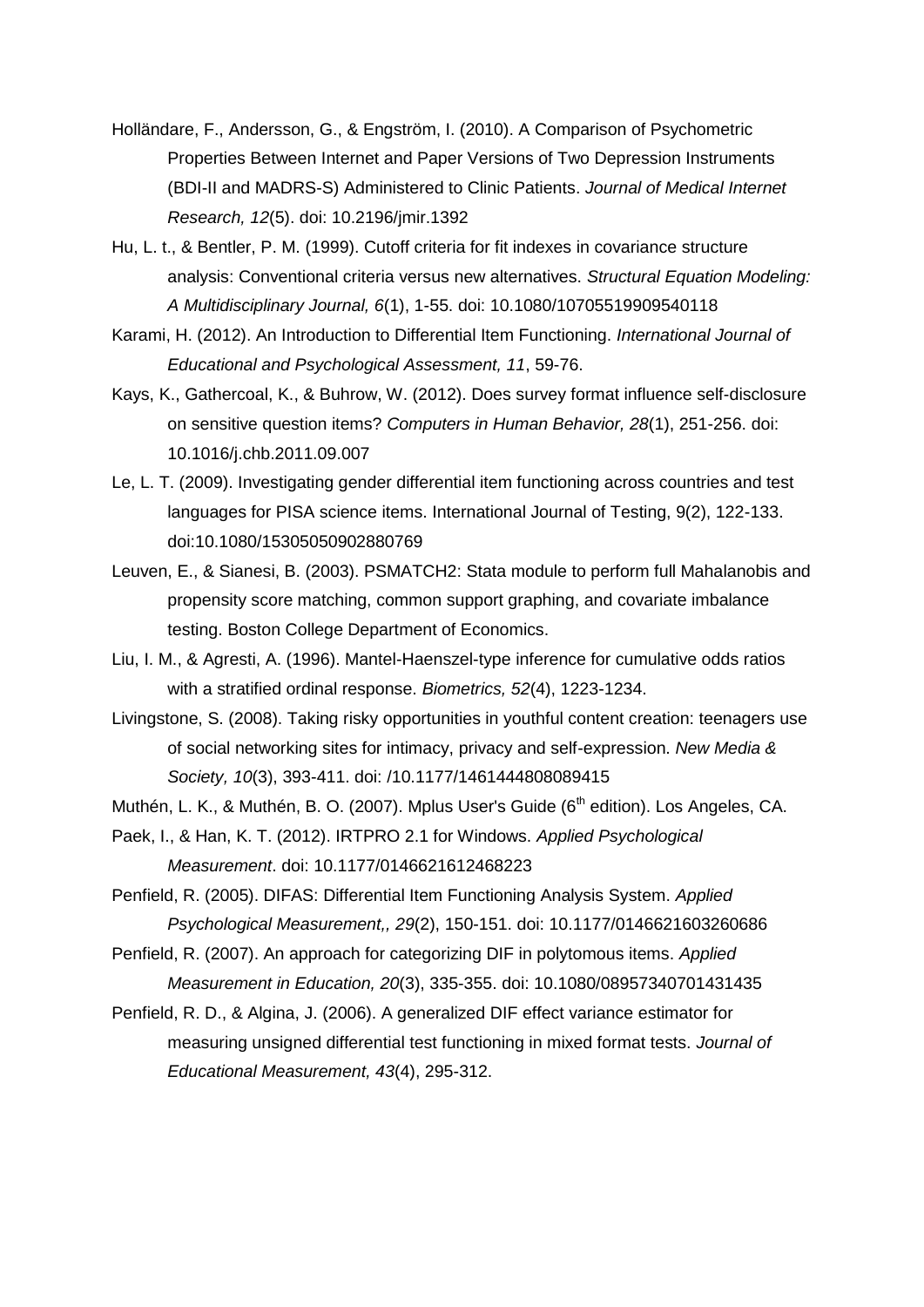Holländare, F., Andersson, G., & Engström, I. (2010). A Comparison of Psychometric Properties Between Internet and Paper Versions of Two Depression Instruments (BDI-II and MADRS-S) Administered to Clinic Patients. *Journal of Medical Internet Research, 12*(5). doi: 10.2196/jmir.1392

Hu, L. t., & Bentler, P. M. (1999). Cutoff criteria for fit indexes in covariance structure analysis: Conventional criteria versus new alternatives. *Structural Equation Modeling: A Multidisciplinary Journal, 6*(1), 1-55. doi: 10.1080/10705519909540118

Karami, H. (2012). An Introduction to Differential Item Functioning. *International Journal of Educational and Psychological Assessment, 11*, 59-76.

Kays, K., Gathercoal, K., & Buhrow, W. (2012). Does survey format influence self-disclosure on sensitive question items? *Computers in Human Behavior, 28*(1), 251-256. doi: 10.1016/j.chb.2011.09.007

Le, L. T. (2009). Investigating gender differential item functioning across countries and test languages for PISA science items. International Journal of Testing, 9(2), 122-133. doi:10.1080/15305050902880769

Leuven, E., & Sianesi, B. (2003). PSMATCH2: Stata module to perform full Mahalanobis and propensity score matching, common support graphing, and covariate imbalance testing. Boston College Department of Economics.

Liu, I. M., & Agresti, A. (1996). Mantel-Haenszel-type inference for cumulative odds ratios with a stratified ordinal response. *Biometrics, 52*(4), 1223-1234.

Livingstone, S. (2008). Taking risky opportunities in youthful content creation: teenagers use of social networking sites for intimacy, privacy and self-expression. *New Media & Society, 10*(3), 393-411. doi: /10.1177/1461444808089415

Muthén, L. K., & Muthén, B. O. (2007). Mplus User's Guide (6th edition). Los Angeles, CA.

Paek, I., & Han, K. T. (2012). IRTPRO 2.1 for Windows. *Applied Psychological Measurement*. doi: 10.1177/0146621612468223

Penfield, R. (2005). DIFAS: Differential Item Functioning Analysis System. *Applied Psychological Measurement,, 29*(2), 150-151. doi: 10.1177/0146621603260686

Penfield, R. (2007). An approach for categorizing DIF in polytomous items. *Applied Measurement in Education, 20*(3), 335-355. doi: 10.1080/08957340701431435

Penfield, R. D., & Algina, J. (2006). A generalized DIF effect variance estimator for measuring unsigned differential test functioning in mixed format tests. *Journal of Educational Measurement, 43*(4), 295-312.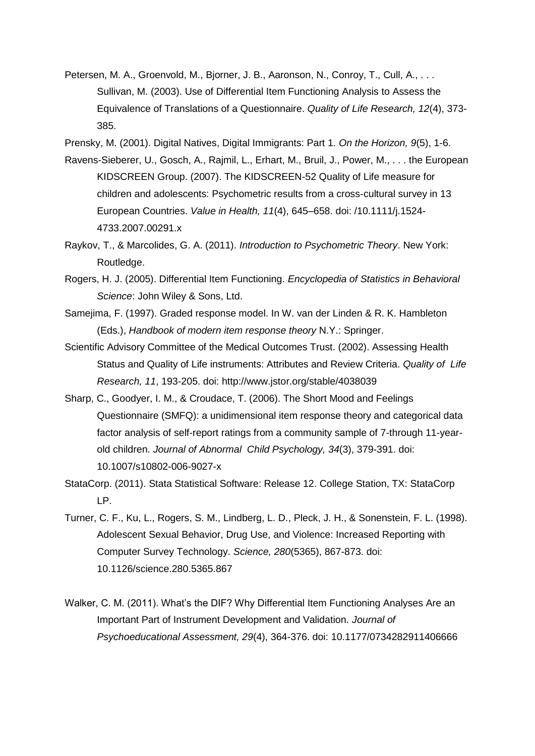Petersen, M. A., Groenvold, M., Bjorner, J. B., Aaronson, N., Conroy, T., Cull, A., . . . Sullivan, M. (2003). Use of Differential Item Functioning Analysis to Assess the Equivalence of Translations of a Questionnaire. *Quality of Life Research, 12*(4), 373-385.

Prensky, M. (2001). Digital Natives, Digital Immigrants: Part 1. *On the Horizon, 9*(5), 1-6.

Ravens-Sieberer, U., Gosch, A., Rajmil, L., Erhart, M., Bruil, J., Power, M., . . . the European KIDSCREEN Group. (2007). The KIDSCREEN-52 Quality of Life measure for children and adolescents: Psychometric results from a cross-cultural survey in 13 European Countries. *Value in Health, 11*(4), 645–658. doi: /10.1111/j.1524-4733.2007.00291.x

Raykov, T., & Marcolides, G. A. (2011). *Introduction to Psychometric Theory*. New York: Routledge.

Rogers, H. J. (2005). Differential Item Functioning. *Encyclopedia of Statistics in Behavioral Science*: John Wiley & Sons, Ltd.

Samejima, F. (1997). Graded response model. In W. van der Linden & R. K. Hambleton (Eds.), *Handbook of modern item response theory* N.Y.: Springer.

Scientific Advisory Committee of the Medical Outcomes Trust. (2002). Assessing Health Status and Quality of Life instruments: Attributes and Review Criteria. *Quality of Life Research, 11*, 193-205. doi: http://www.jstor.org/stable/4038039

Sharp, C., Goodyer, I. M., & Croudace, T. (2006). The Short Mood and Feelings Questionnaire (SMFQ): a unidimensional item response theory and categorical data factor analysis of self-report ratings from a community sample of 7-through 11-year-old children. *Journal of Abnormal Child Psychology, 34*(3), 379-391. doi: 10.1007/s10802-006-9027-x

StataCorp. (2011). Stata Statistical Software: Release 12. College Station, TX: StataCorp LP.

Turner, C. F., Ku, L., Rogers, S. M., Lindberg, L. D., Pleck, J. H., & Sonenstein, F. L. (1998). Adolescent Sexual Behavior, Drug Use, and Violence: Increased Reporting with Computer Survey Technology. *Science, 280*(5365), 867-873. doi: 10.1126/science.280.5365.867

Walker, C. M. (2011). What's the DIF? Why Differential Item Functioning Analyses Are an Important Part of Instrument Development and Validation. *Journal of Psychoeducational Assessment, 29*(4), 364-376. doi: 10.1177/0734282911406666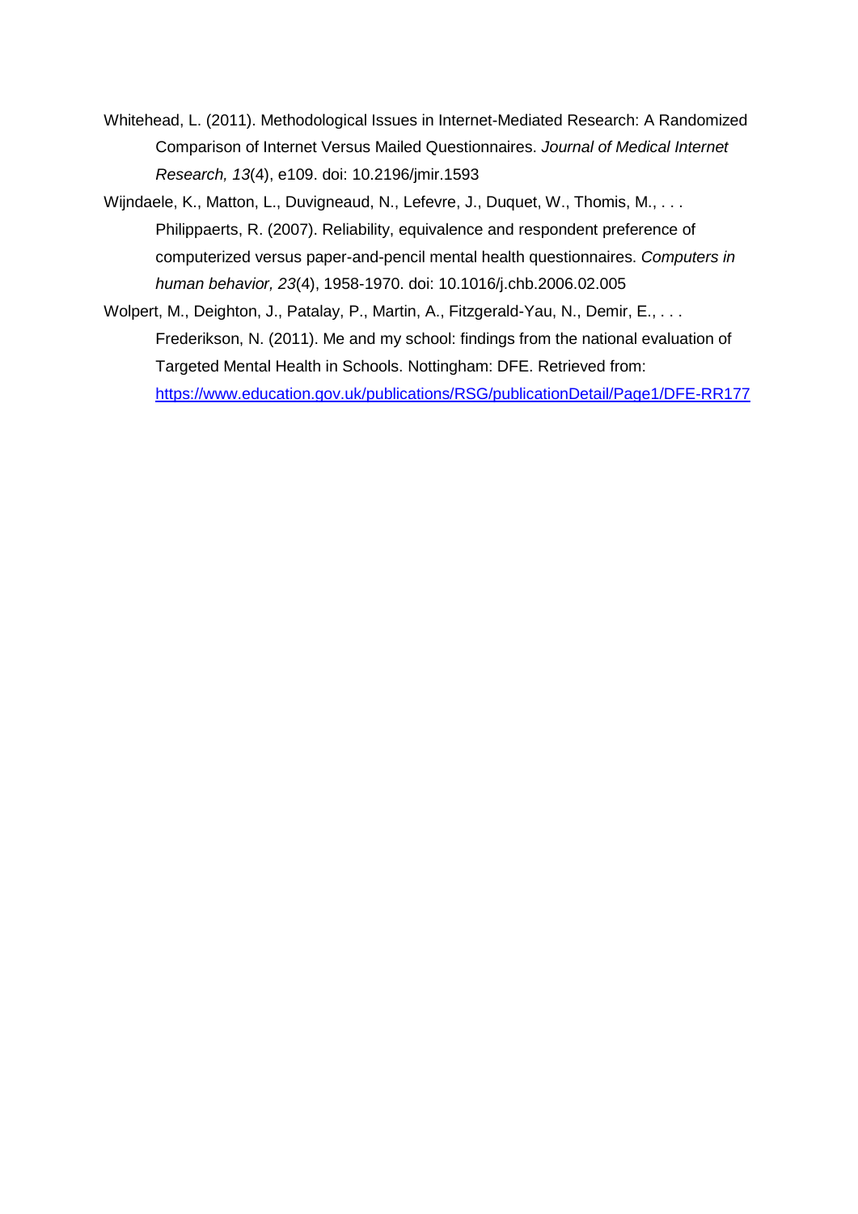Whitehead, L. (2011). Methodological Issues in Internet-Mediated Research: A Randomized Comparison of Internet Versus Mailed Questionnaires. *Journal of Medical Internet Research, 13*(4), e109. doi: 10.2196/jmir.1593

Wijndaele, K., Matton, L., Duvigneaud, N., Lefevre, J., Duquet, W., Thomis, M., . . . Philippaerts, R. (2007). Reliability, equivalence and respondent preference of computerized versus paper-and-pencil mental health questionnaires. *Computers in human behavior, 23*(4), 1958-1970. doi: 10.1016/j.chb.2006.02.005

Wolpert, M., Deighton, J., Patalay, P., Martin, A., Fitzgerald-Yau, N., Demir, E., . . . Frederikson, N. (2011). Me and my school: findings from the national evaluation of Targeted Mental Health in Schools. Nottingham: DFE. Retrieved from: https://www.education.gov.uk/publications/RSG/publicationDetail/Page1/DFE-RR177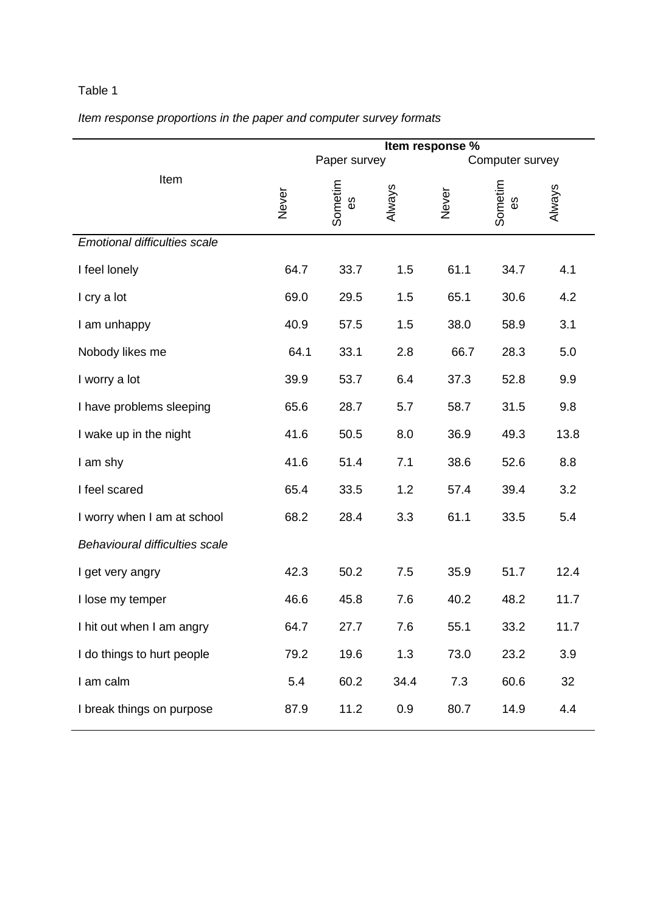Table 1

*Item response proportions in the paper and computer survey formats*

| Item | Item response % | | | | | |
|---|---|---|---|---|---|---|
| | Paper survey | | | Computer survey | | |
| | Never | Sometimes | Always | Never | Sometimes | Always |
| *Emotional difficulties scale* | | | | | | |
| I feel lonely | 64.7 | 33.7 | 1.5 | 61.1 | 34.7 | 4.1 |
| I cry a lot | 69.0 | 29.5 | 1.5 | 65.1 | 30.6 | 4.2 |
| I am unhappy | 40.9 | 57.5 | 1.5 | 38.0 | 58.9 | 3.1 |
| Nobody likes me | 64.1 | 33.1 | 2.8 | 66.7 | 28.3 | 5.0 |
| I worry a lot | 39.9 | 53.7 | 6.4 | 37.3 | 52.8 | 9.9 |
| I have problems sleeping | 65.6 | 28.7 | 5.7 | 58.7 | 31.5 | 9.8 |
| I wake up in the night | 41.6 | 50.5 | 8.0 | 36.9 | 49.3 | 13.8 |
| I am shy | 41.6 | 51.4 | 7.1 | 38.6 | 52.6 | 8.8 |
| I feel scared | 65.4 | 33.5 | 1.2 | 57.4 | 39.4 | 3.2 |
| I worry when I am at school | 68.2 | 28.4 | 3.3 | 61.1 | 33.5 | 5.4 |
| *Behavioural difficulties scale* | | | | | | |
| I get very angry | 42.3 | 50.2 | 7.5 | 35.9 | 51.7 | 12.4 |
| I lose my temper | 46.6 | 45.8 | 7.6 | 40.2 | 48.2 | 11.7 |
| I hit out when I am angry | 64.7 | 27.7 | 7.6 | 55.1 | 33.2 | 11.7 |
| I do things to hurt people | 79.2 | 19.6 | 1.3 | 73.0 | 23.2 | 3.9 |
| I am calm | 5.4 | 60.2 | 34.4 | 7.3 | 60.6 | 32 |
| I break things on purpose | 87.9 | 11.2 | 0.9 | 80.7 | 14.9 | 4.4 |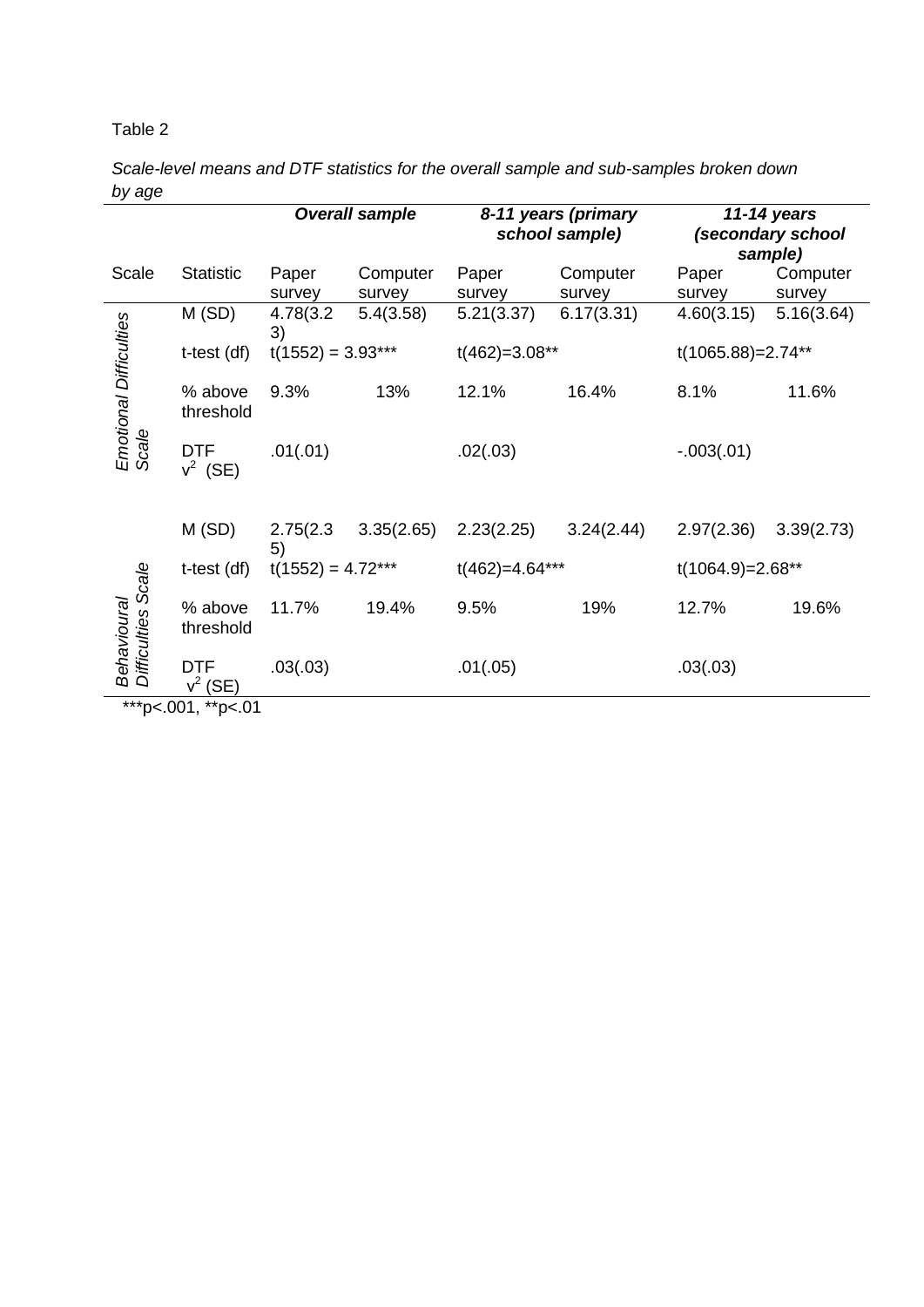Table 2

*Scale-level means and DTF statistics for the overall sample and sub-samples broken down by age*

| | | ***Overall sample*** | | ***8-11 years (primary school sample)*** | | ***11-14 years (secondary school sample)*** | |
|---|---|---|---|---|---|---|---|
| Scale | Statistic | Paper survey | Computer survey | Paper survey | Computer survey | Paper survey | Computer survey |
| *Emotional Difficulties Scale* | M (SD) | 4.78(3.23) | 5.4(3.58) | 5.21(3.37) | 6.17(3.31) | 4.60(3.15) | 5.16(3.64) |
| | t-test (df) | t(1552) = 3.93*** | | t(462)=3.08** | | t(1065.88)=2.74** | |
| | % above threshold | 9.3% | 13% | 12.1% | 16.4% | 8.1% | 11.6% |
| | DTF $v^2$ (SE) | .01(.01) | | .02(.03) | | -.003(.01) | |
| *Behavioural Difficulties Scale* | M (SD) | 2.75(2.35) | 3.35(2.65) | 2.23(2.25) | 3.24(2.44) | 2.97(2.36) | 3.39(2.73) |
| | t-test (df) | t(1552) = 4.72*** | | t(462)=4.64*** | | t(1064.9)=2.68** | |
| | % above threshold | 11.7% | 19.4% | 9.5% | 19% | 12.7% | 19.6% |
| | DTF $v^2$ (SE) | .03(.03) | | .01(.05) | | .03(.03) | |

***p<.001, **p<.01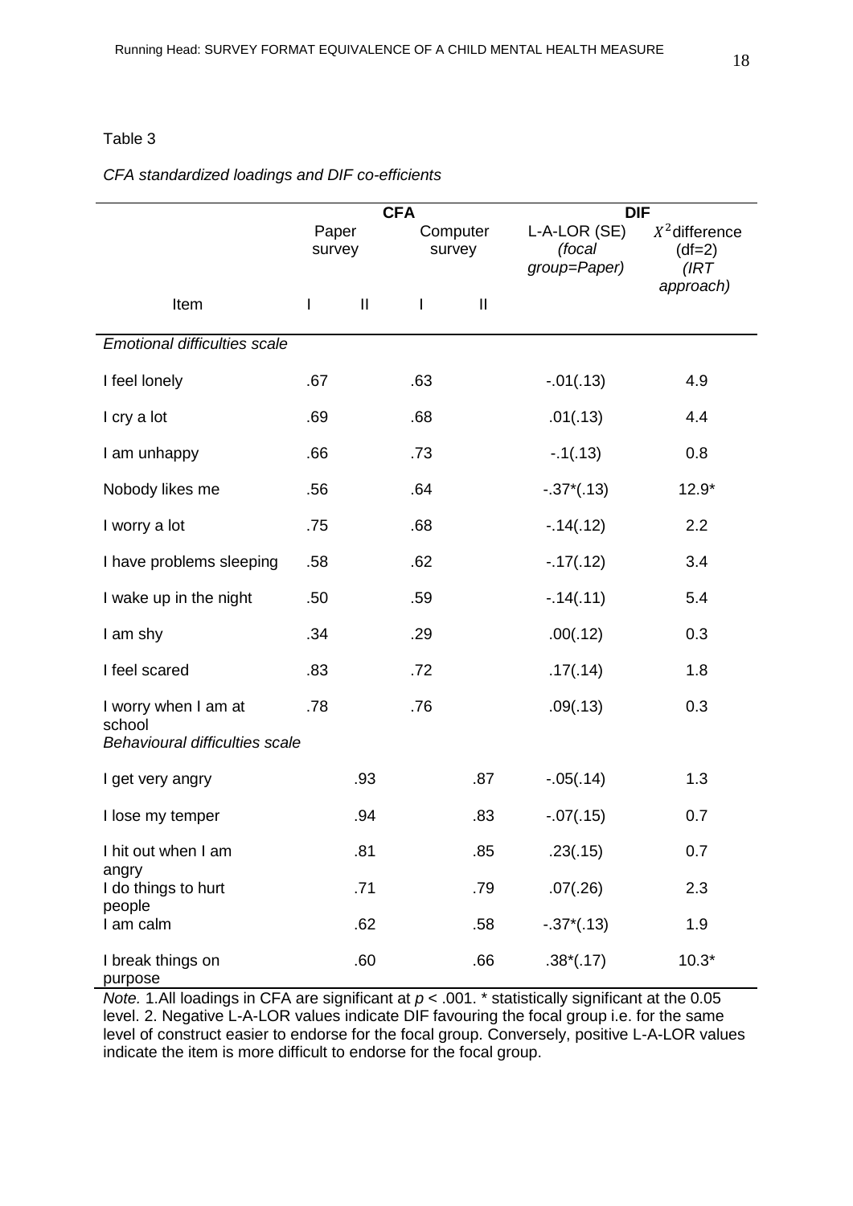Table 3

*CFA standardized loadings and DIF co-efficients*

| | CFA | | | | DIF | |
|---|---|---|---|---|---|---|
| | Paper survey | | Computer survey | | L-A-LOR (SE) *(focal group=Paper)* | $X^2$ difference (df=2) *(IRT approach)* |
| Item | I | II | I | II | | |
| *Emotional difficulties scale* | | | | | | |
| I feel lonely | .67 | | .63 | | -.01(.13) | 4.9 |
| I cry a lot | .69 | | .68 | | .01(.13) | 4.4 |
| I am unhappy | .66 | | .73 | | -.1(.13) | 0.8 |
| Nobody likes me | .56 | | .64 | | -.37*(.13) | 12.9* |
| I worry a lot | .75 | | .68 | | -.14(.12) | 2.2 |
| I have problems sleeping | .58 | | .62 | | -.17(.12) | 3.4 |
| I wake up in the night | .50 | | .59 | | -.14(.11) | 5.4 |
| I am shy | .34 | | .29 | | .00(.12) | 0.3 |
| I feel scared | .83 | | .72 | | .17(.14) | 1.8 |
| I worry when I am at school | .78 | | .76 | | .09(.13) | 0.3 |
| *Behavioural difficulties scale* | | | | | | |
| I get very angry | | .93 | | .87 | -.05(.14) | 1.3 |
| I lose my temper | | .94 | | .83 | -.07(.15) | 0.7 |
| I hit out when I am angry | | .81 | | .85 | .23(.15) | 0.7 |
| I do things to hurt people | | .71 | | .79 | .07(.26) | 2.3 |
| I am calm | | .62 | | .58 | -.37*(.13) | 1.9 |
| I break things on purpose | | .60 | | .66 | .38*(.17) | 10.3* |

*Note.* 1.All loadings in CFA are significant at $p < .001$. * statistically significant at the 0.05 level. 2. Negative L-A-LOR values indicate DIF favouring the focal group i.e. for the same level of construct easier to endorse for the focal group. Conversely, positive L-A-LOR values indicate the item is more difficult to endorse for the focal group.